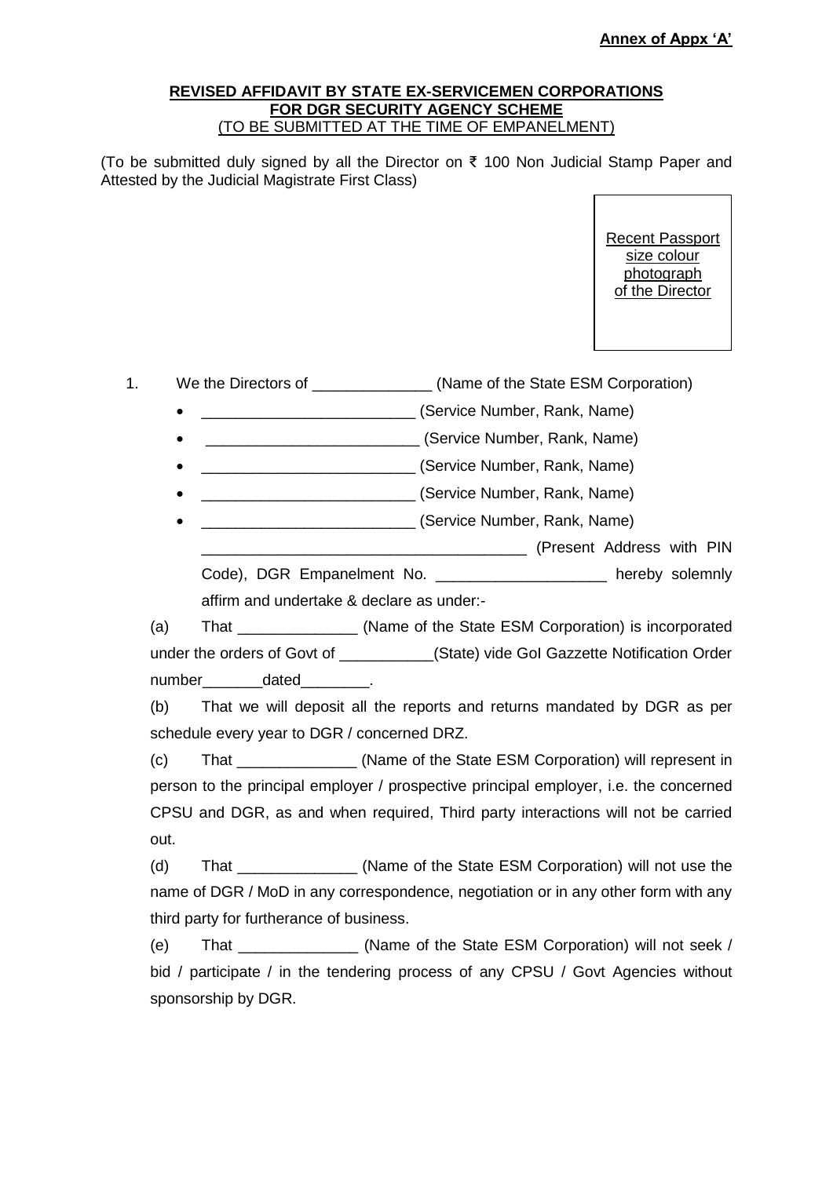**Annex of Appx 'A'**

**REVISED AFFIDAVIT BY STATE EX-SERVICEMEN CORPORATIONS**
**FOR DGR SECURITY AGENCY SCHEME**
(TO BE SUBMITTED AT THE TIME OF EMPANELMENT)

(To be submitted duly signed by all the Director on ₹ 100 Non Judicial Stamp Paper and Attested by the Judicial Magistrate First Class)

Recent Passport size colour photograph of the Director

1. We the Directors of ______________ (Name of the State ESM Corporation)

   - _________________________ (Service Number, Rank, Name)
   - _________________________ (Service Number, Rank, Name)
   - _________________________ (Service Number, Rank, Name)
   - _________________________ (Service Number, Rank, Name)
   - _________________________ (Service Number, Rank, Name)

   ______________________________________ (Present Address with PIN Code), DGR Empanelment No. ____________________ hereby solemnly affirm and undertake & declare as under:-

   (a) That ______________ (Name of the State ESM Corporation) is incorporated under the orders of Govt of ___________(State) vide GoI Gazzette Notification Order number_______dated________.

   (b) That we will deposit all the reports and returns mandated by DGR as per schedule every year to DGR / concerned DRZ.

   (c) That ______________ (Name of the State ESM Corporation) will represent in person to the principal employer / prospective principal employer, i.e. the concerned CPSU and DGR, as and when required, Third party interactions will not be carried out.

   (d) That ______________ (Name of the State ESM Corporation) will not use the name of DGR / MoD in any correspondence, negotiation or in any other form with any third party for furtherance of business.

   (e) That ______________ (Name of the State ESM Corporation) will not seek / bid / participate / in the tendering process of any CPSU / Govt Agencies without sponsorship by DGR.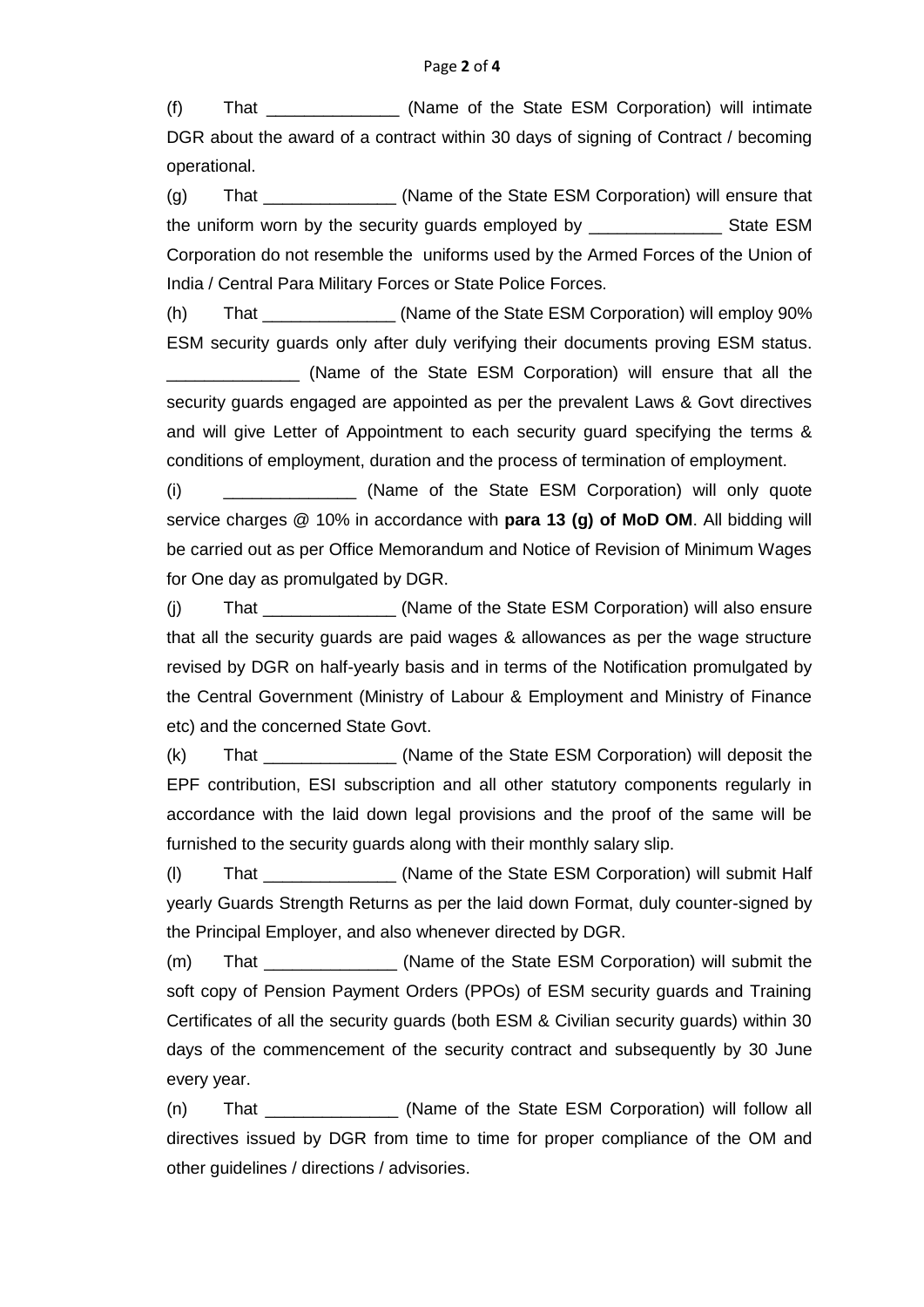(f) That ______________ (Name of the State ESM Corporation) will intimate DGR about the award of a contract within 30 days of signing of Contract / becoming operational.

(g) That ______________ (Name of the State ESM Corporation) will ensure that the uniform worn by the security guards employed by ______________ State ESM Corporation do not resemble the uniforms used by the Armed Forces of the Union of India / Central Para Military Forces or State Police Forces.

(h) That ______________ (Name of the State ESM Corporation) will employ 90% ESM security guards only after duly verifying their documents proving ESM status. ______________ (Name of the State ESM Corporation) will ensure that all the security guards engaged are appointed as per the prevalent Laws & Govt directives and will give Letter of Appointment to each security guard specifying the terms & conditions of employment, duration and the process of termination of employment.

(i) ______________ (Name of the State ESM Corporation) will only quote service charges @ 10% in accordance with **para 13 (g) of MoD OM**. All bidding will be carried out as per Office Memorandum and Notice of Revision of Minimum Wages for One day as promulgated by DGR.

(j) That ______________ (Name of the State ESM Corporation) will also ensure that all the security guards are paid wages & allowances as per the wage structure revised by DGR on half-yearly basis and in terms of the Notification promulgated by the Central Government (Ministry of Labour & Employment and Ministry of Finance etc) and the concerned State Govt.

(k) That ______________ (Name of the State ESM Corporation) will deposit the EPF contribution, ESI subscription and all other statutory components regularly in accordance with the laid down legal provisions and the proof of the same will be furnished to the security guards along with their monthly salary slip.

(l) That ______________ (Name of the State ESM Corporation) will submit Half yearly Guards Strength Returns as per the laid down Format, duly counter-signed by the Principal Employer, and also whenever directed by DGR.

(m) That ______________ (Name of the State ESM Corporation) will submit the soft copy of Pension Payment Orders (PPOs) of ESM security guards and Training Certificates of all the security guards (both ESM & Civilian security guards) within 30 days of the commencement of the security contract and subsequently by 30 June every year.

(n) That ______________ (Name of the State ESM Corporation) will follow all directives issued by DGR from time to time for proper compliance of the OM and other guidelines / directions / advisories.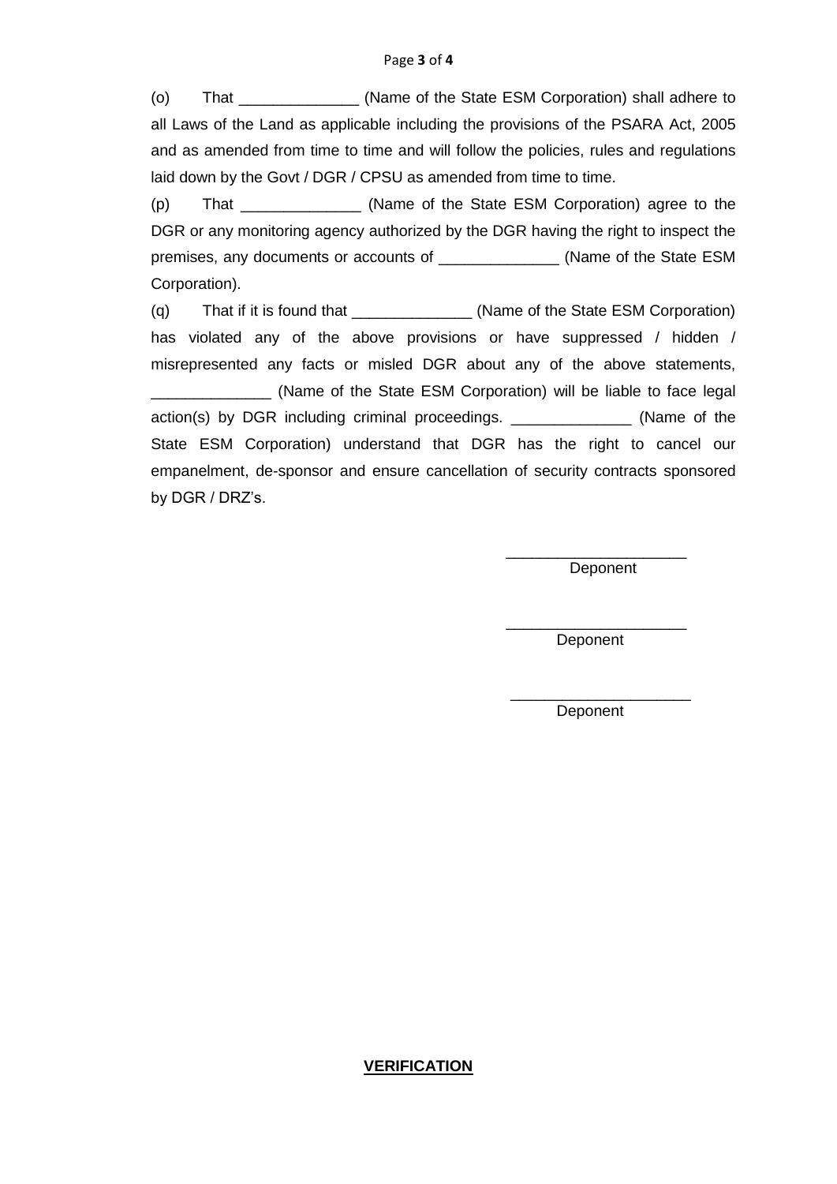(o) That ______________ (Name of the State ESM Corporation) shall adhere to all Laws of the Land as applicable including the provisions of the PSARA Act, 2005 and as amended from time to time and will follow the policies, rules and regulations laid down by the Govt / DGR / CPSU as amended from time to time.

(p) That ______________ (Name of the State ESM Corporation) agree to the DGR or any monitoring agency authorized by the DGR having the right to inspect the premises, any documents or accounts of ______________ (Name of the State ESM Corporation).

(q) That if it is found that ______________ (Name of the State ESM Corporation) has violated any of the above provisions or have suppressed / hidden / misrepresented any facts or misled DGR about any of the above statements, ______________ (Name of the State ESM Corporation) will be liable to face legal action(s) by DGR including criminal proceedings. ______________ (Name of the State ESM Corporation) understand that DGR has the right to cancel our empanelment, de-sponsor and ensure cancellation of security contracts sponsored by DGR / DRZ's.

_____________________
Deponent

_____________________
Deponent

_____________________
Deponent

**VERIFICATION**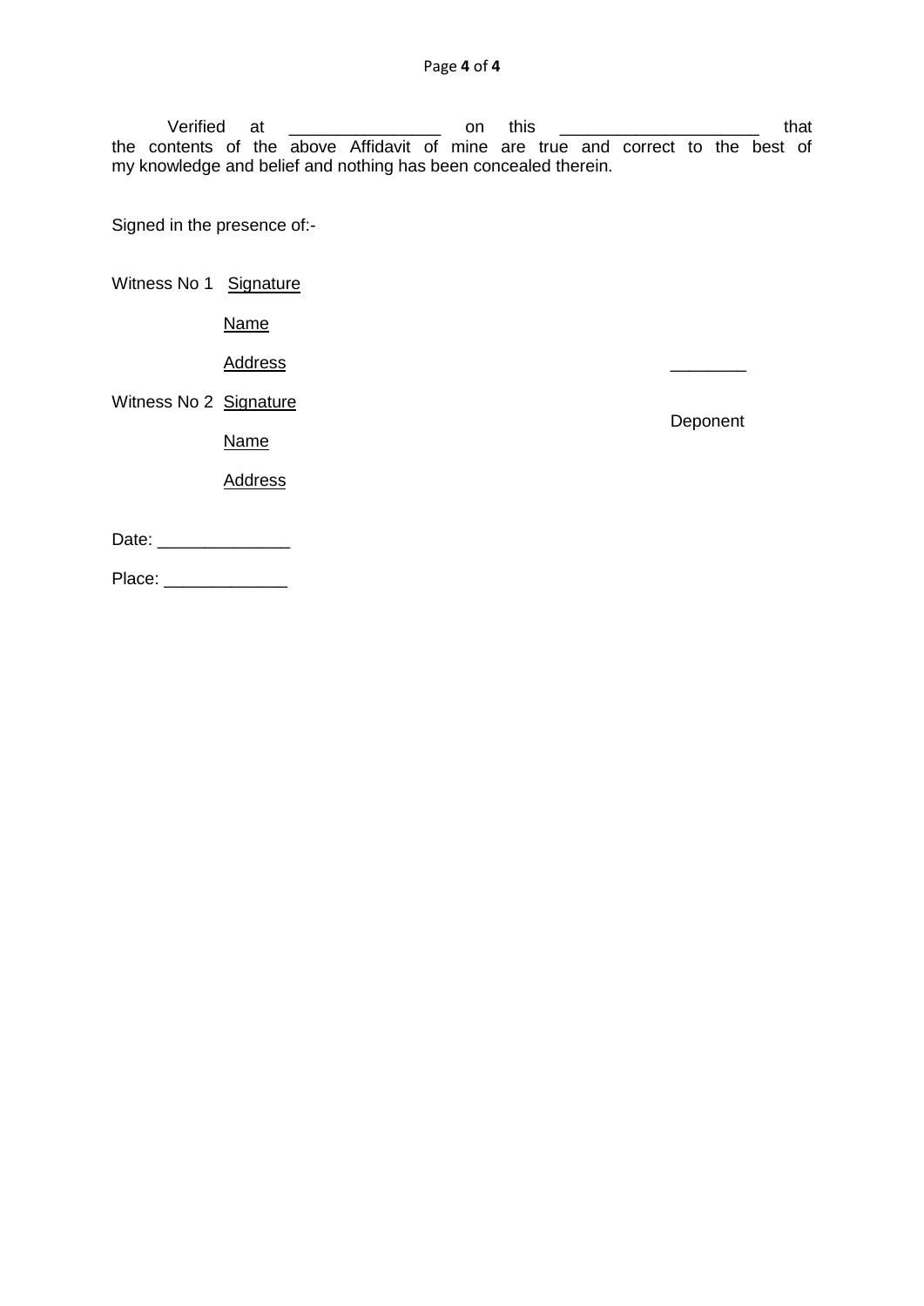Verified at ________________ on this _____________________ that the contents of the above Affidavit of mine are true and correct to the best of my knowledge and belief and nothing has been concealed therein.

Signed in the presence of:-

Witness No 1 Signature

Name

Address

Witness No 2 Signature

Name

Address

________

Deponent

Date: ______________

Place: _____________